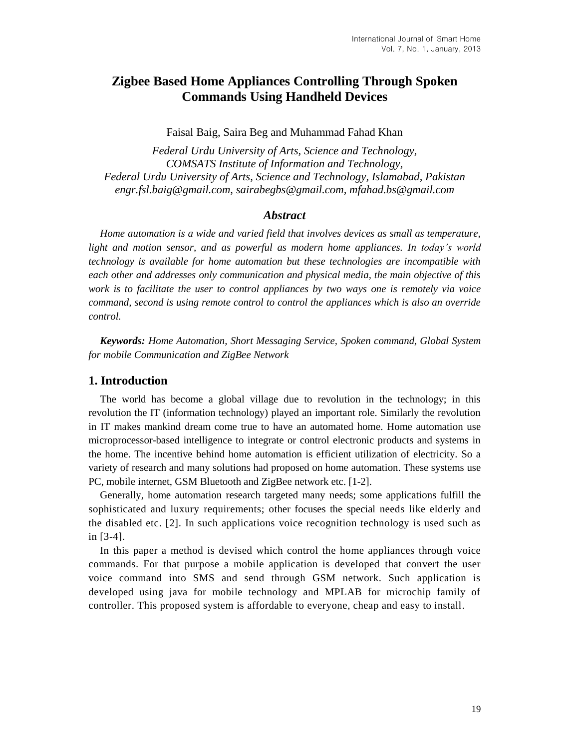# Zigbee Based Home Appliances Controlling Through Spoken Commands Using Handheld Devices

Faisal Baig, Saira Beg and Muhammad Fahad Khan

*Federal Urdu University of Arts, Science and Technology,*
*COMSATS Institute of Information and Technology,*
*Federal Urdu University of Arts, Science and Technology, Islamabad, Pakistan*
*engr.fsl.baig@gmail.com, sairabegbs@gmail.com, mfahad.bs@gmail.com*

## *Abstract*

*Home automation is a wide and varied field that involves devices as small as temperature, light and motion sensor, and as powerful as modern home appliances. In today's world technology is available for home automation but these technologies are incompatible with each other and addresses only communication and physical media, the main objective of this work is to facilitate the user to control appliances by two ways one is remotely via voice command, second is using remote control to control the appliances which is also an override control.*

***Keywords:*** *Home Automation, Short Messaging Service, Spoken command, Global System for mobile Communication and ZigBee Network*

## 1. Introduction

The world has become a global village due to revolution in the technology; in this revolution the IT (information technology) played an important role. Similarly the revolution in IT makes mankind dream come true to have an automated home. Home automation use microprocessor-based intelligence to integrate or control electronic products and systems in the home. The incentive behind home automation is efficient utilization of electricity. So a variety of research and many solutions had proposed on home automation. These systems use PC, mobile internet, GSM Bluetooth and ZigBee network etc. [1-2].

Generally, home automation research targeted many needs; some applications fulfill the sophisticated and luxury requirements; other focuses the special needs like elderly and the disabled etc. [2]. In such applications voice recognition technology is used such as in [3-4].

In this paper a method is devised which control the home appliances through voice commands. For that purpose a mobile application is developed that convert the user voice command into SMS and send through GSM network. Such application is developed using java for mobile technology and MPLAB for microchip family of controller. This proposed system is affordable to everyone, cheap and easy to install.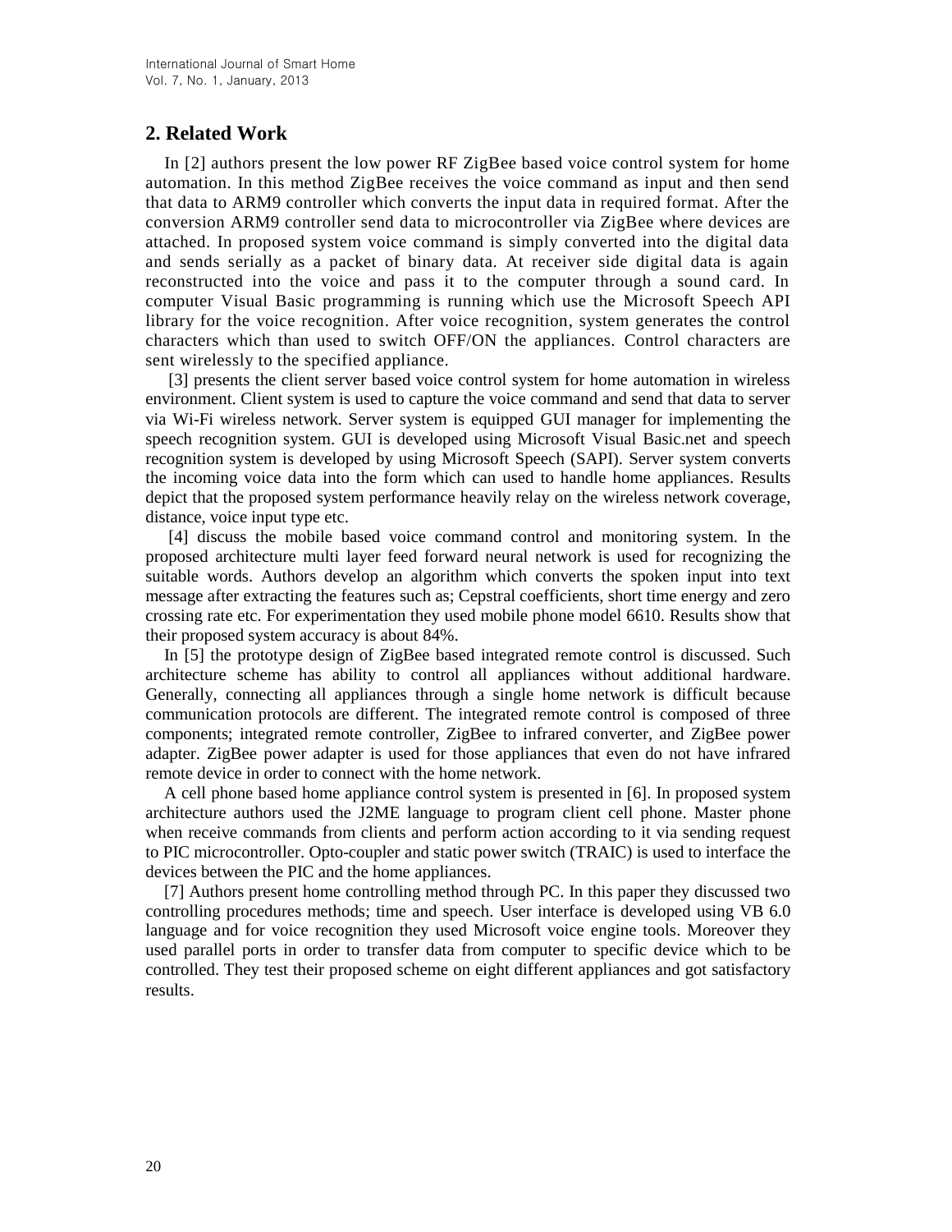## 2. Related Work

In [2] authors present the low power RF ZigBee based voice control system for home automation. In this method ZigBee receives the voice command as input and then send that data to ARM9 controller which converts the input data in required format. After the conversion ARM9 controller send data to microcontroller via ZigBee where devices are attached. In proposed system voice command is simply converted into the digital data and sends serially as a packet of binary data. At receiver side digital data is again reconstructed into the voice and pass it to the computer through a sound card. In computer Visual Basic programming is running which use the Microsoft Speech API library for the voice recognition. After voice recognition, system generates the control characters which than used to switch OFF/ON the appliances. Control characters are sent wirelessly to the specified appliance.

[3] presents the client server based voice control system for home automation in wireless environment. Client system is used to capture the voice command and send that data to server via Wi-Fi wireless network. Server system is equipped GUI manager for implementing the speech recognition system. GUI is developed using Microsoft Visual Basic.net and speech recognition system is developed by using Microsoft Speech (SAPI). Server system converts the incoming voice data into the form which can used to handle home appliances. Results depict that the proposed system performance heavily relay on the wireless network coverage, distance, voice input type etc.

[4] discuss the mobile based voice command control and monitoring system. In the proposed architecture multi layer feed forward neural network is used for recognizing the suitable words. Authors develop an algorithm which converts the spoken input into text message after extracting the features such as; Cepstral coefficients, short time energy and zero crossing rate etc. For experimentation they used mobile phone model 6610. Results show that their proposed system accuracy is about 84%.

In [5] the prototype design of ZigBee based integrated remote control is discussed. Such architecture scheme has ability to control all appliances without additional hardware. Generally, connecting all appliances through a single home network is difficult because communication protocols are different. The integrated remote control is composed of three components; integrated remote controller, ZigBee to infrared converter, and ZigBee power adapter. ZigBee power adapter is used for those appliances that even do not have infrared remote device in order to connect with the home network.

A cell phone based home appliance control system is presented in [6]. In proposed system architecture authors used the J2ME language to program client cell phone. Master phone when receive commands from clients and perform action according to it via sending request to PIC microcontroller. Opto-coupler and static power switch (TRAIC) is used to interface the devices between the PIC and the home appliances.

[7] Authors present home controlling method through PC. In this paper they discussed two controlling procedures methods; time and speech. User interface is developed using VB 6.0 language and for voice recognition they used Microsoft voice engine tools. Moreover they used parallel ports in order to transfer data from computer to specific device which to be controlled. They test their proposed scheme on eight different appliances and got satisfactory results.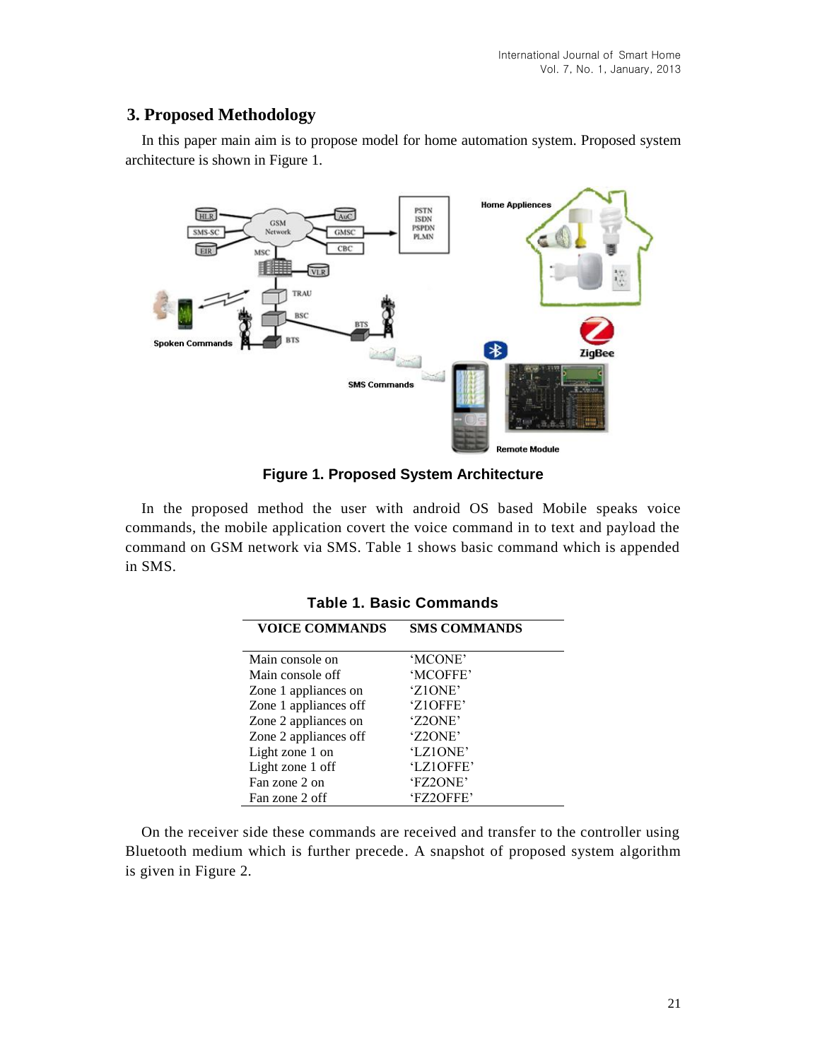## 3. Proposed Methodology

In this paper main aim is to propose model for home automation system. Proposed system architecture is shown in Figure 1.

**Figure 1. Proposed System Architecture**

In the proposed method the user with android OS based Mobile speaks voice commands, the mobile application covert the voice command in to text and payload the command on GSM network via SMS. Table 1 shows basic command which is appended in SMS.

**Table 1. Basic Commands**

| VOICE COMMANDS | SMS COMMANDS |
|---|---|
| Main console on | 'MCONE' |
| Main console off | 'MCOFFE' |
| Zone 1 appliances on | 'Z1ONE' |
| Zone 1 appliances off | 'Z1OFFE' |
| Zone 2 appliances on | 'Z2ONE' |
| Zone 2 appliances off | 'Z2ONE' |
| Light zone 1 on | 'LZ1ONE' |
| Light zone 1 off | 'LZ1OFFE' |
| Fan zone 2 on | 'FZ2ONE' |
| Fan zone 2 off | 'FZ2OFFE' |

On the receiver side these commands are received and transfer to the controller using Bluetooth medium which is further precede. A snapshot of proposed system algorithm is given in Figure 2.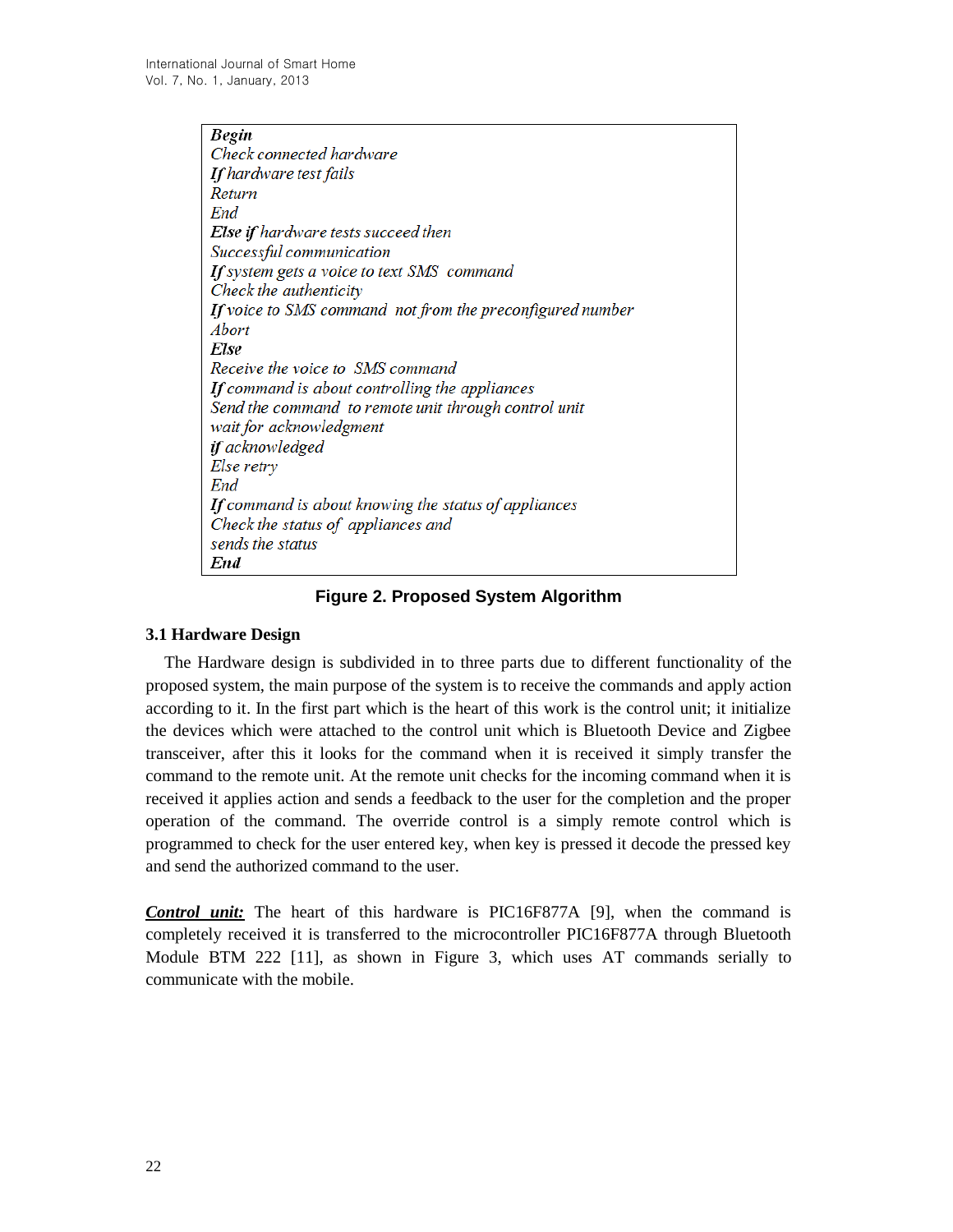```
Begin
Check connected hardware
If hardware test fails
Return
End
Else if hardware tests succeed then
Successful communication
If system gets a voice to text SMS  command
Check the authenticity
If voice to SMS command  not from the preconfigured number
Abort
Else
Receive the voice to  SMS command
If command is about controlling the appliances
Send the command  to remote unit through control unit
wait for acknowledgment
if acknowledged
Else retry
End
If command is about knowing the status of appliances
Check the status of  appliances and
sends the status
End
```

**Figure 2. Proposed System Algorithm**

### 3.1 Hardware Design

The Hardware design is subdivided in to three parts due to different functionality of the proposed system, the main purpose of the system is to receive the commands and apply action according to it. In the first part which is the heart of this work is the control unit; it initialize the devices which were attached to the control unit which is Bluetooth Device and Zigbee transceiver, after this it looks for the command when it is received it simply transfer the command to the remote unit. At the remote unit checks for the incoming command when it is received it applies action and sends a feedback to the user for the completion and the proper operation of the command. The override control is a simply remote control which is programmed to check for the user entered key, when key is pressed it decode the pressed key and send the authorized command to the user.

***Control unit:*** The heart of this hardware is PIC16F877A [9], when the command is completely received it is transferred to the microcontroller PIC16F877A through Bluetooth Module BTM 222 [11], as shown in Figure 3, which uses AT commands serially to communicate with the mobile.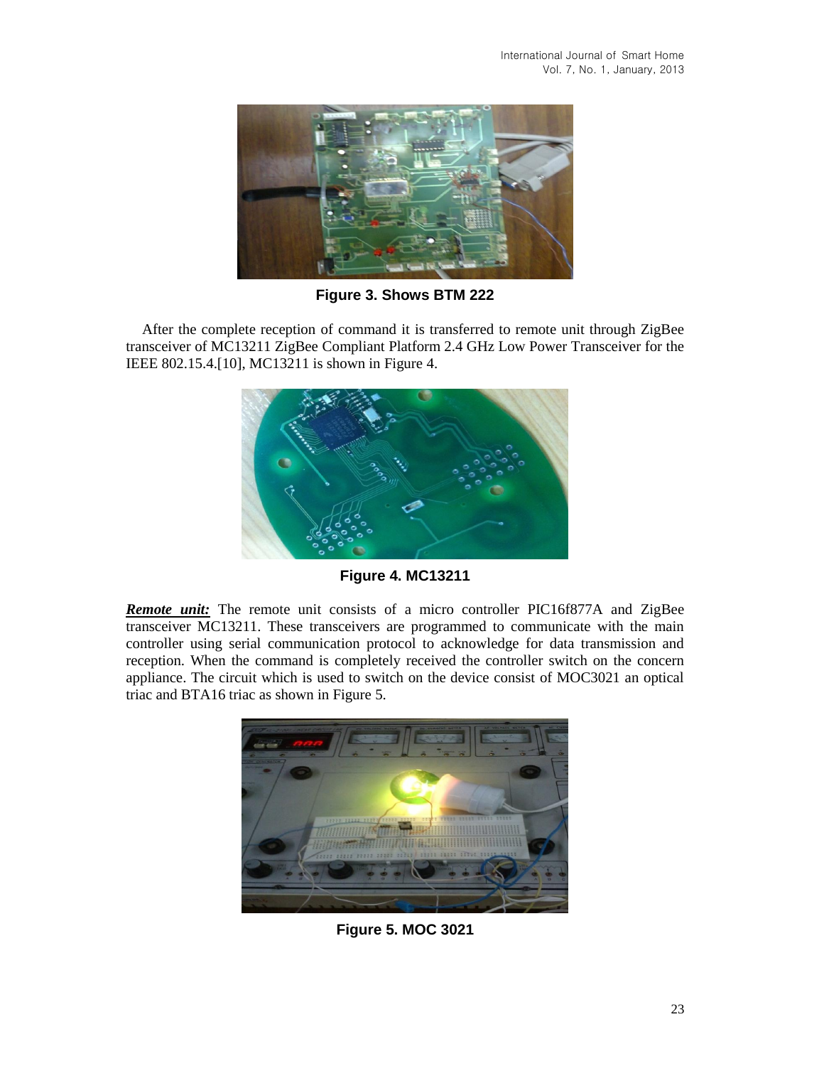**Figure 3. Shows BTM 222**

After the complete reception of command it is transferred to remote unit through ZigBee transceiver of MC13211 ZigBee Compliant Platform 2.4 GHz Low Power Transceiver for the IEEE 802.15.4.[10], MC13211 is shown in Figure 4.

**Figure 4. MC13211**

***Remote unit:*** The remote unit consists of a micro controller PIC16f877A and ZigBee transceiver MC13211. These transceivers are programmed to communicate with the main controller using serial communication protocol to acknowledge for data transmission and reception. When the command is completely received the controller switch on the concern appliance. The circuit which is used to switch on the device consist of MOC3021 an optical triac and BTA16 triac as shown in Figure 5.

**Figure 5. MOC 3021**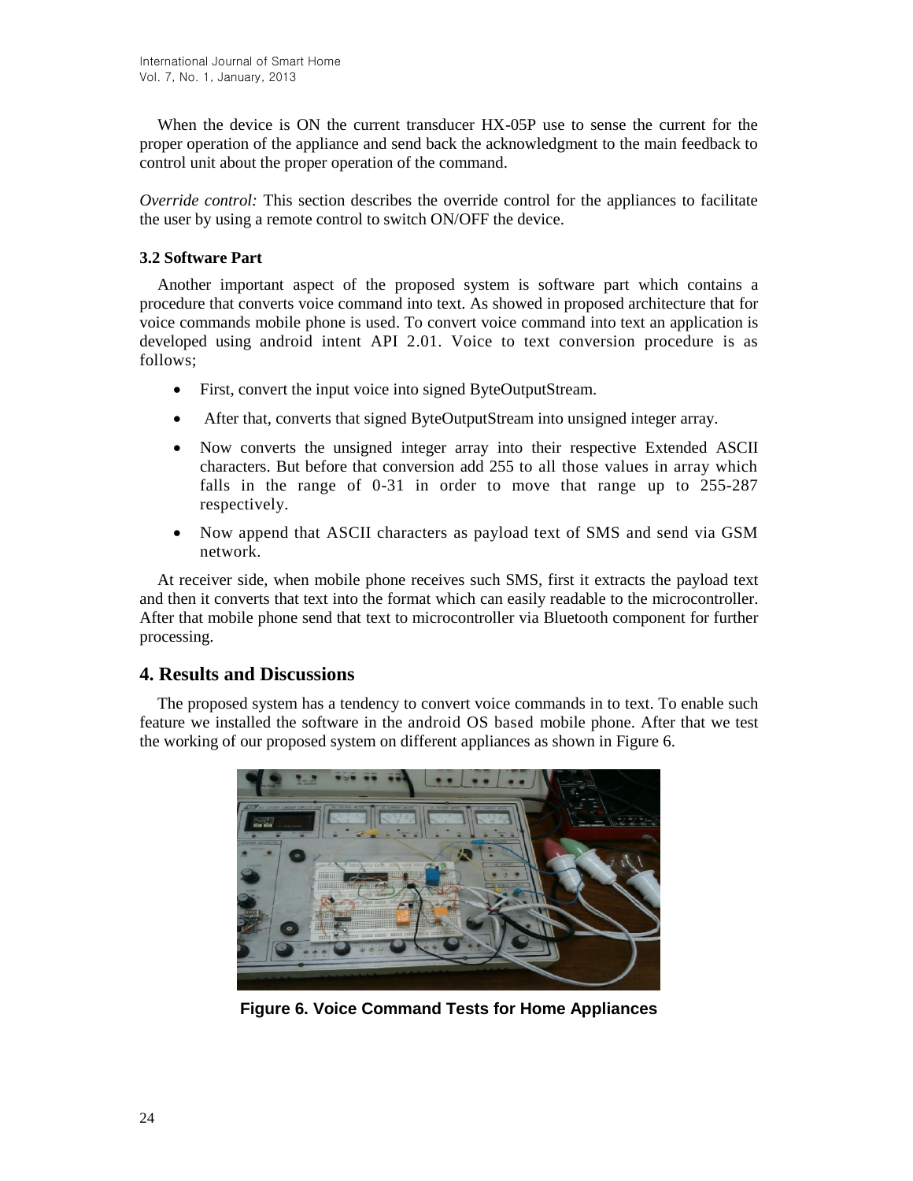When the device is ON the current transducer HX-05P use to sense the current for the proper operation of the appliance and send back the acknowledgment to the main feedback to control unit about the proper operation of the command.

*Override control:* This section describes the override control for the appliances to facilitate the user by using a remote control to switch ON/OFF the device.

### 3.2 Software Part

Another important aspect of the proposed system is software part which contains a procedure that converts voice command into text. As showed in proposed architecture that for voice commands mobile phone is used. To convert voice command into text an application is developed using android intent API 2.01. Voice to text conversion procedure is as follows;

- First, convert the input voice into signed ByteOutputStream.
- After that, converts that signed ByteOutputStream into unsigned integer array.
- Now converts the unsigned integer array into their respective Extended ASCII characters. But before that conversion add 255 to all those values in array which falls in the range of 0-31 in order to move that range up to 255-287 respectively.
- Now append that ASCII characters as payload text of SMS and send via GSM network.

At receiver side, when mobile phone receives such SMS, first it extracts the payload text and then it converts that text into the format which can easily readable to the microcontroller. After that mobile phone send that text to microcontroller via Bluetooth component for further processing.

## 4. Results and Discussions

The proposed system has a tendency to convert voice commands in to text. To enable such feature we installed the software in the android OS based mobile phone. After that we test the working of our proposed system on different appliances as shown in Figure 6.

**Figure 6. Voice Command Tests for Home Appliances**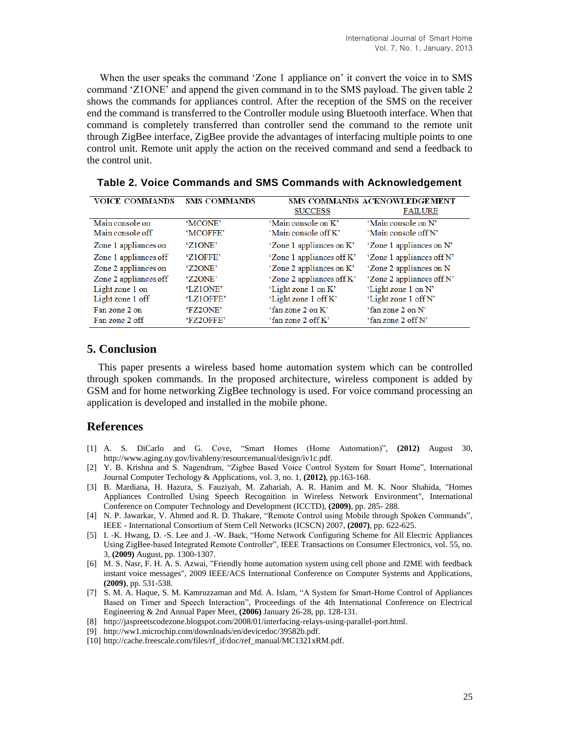When the user speaks the command 'Zone 1 appliance on' it convert the voice in to SMS command 'Z1ONE' and append the given command in to the SMS payload. The given table 2 shows the commands for appliances control. After the reception of the SMS on the receiver end the command is transferred to the Controller module using Bluetooth interface. When that command is completely transferred than controller send the command to the remote unit through ZigBee interface, ZigBee provide the advantages of interfacing multiple points to one control unit. Remote unit apply the action on the received command and send a feedback to the control unit.

**Table 2. Voice Commands and SMS Commands with Acknowledgement**

| VOICE COMMANDS | SMS COMMANDS | SMS COMMANDS ACKNOWLEDGEMENT | |
|---|---|---|---|
| | | SUCCESS | FAILURE |
| Main console on | 'MCONE' | 'Main console on K' | 'Main console on N' |
| Main console off | 'MCOFFE' | 'Main console off K' | 'Main console off N' |
| Zone 1 appliances on | 'Z1ONE' | 'Zone 1 appliances on K' | 'Zone 1 appliances on N' |
| Zone 1 appliances off | 'Z1OFFE' | 'Zone 1 appliances off K' | 'Zone 1 appliances off N' |
| Zone 2 appliances on | 'Z2ONE' | 'Zone 2 appliances on K' | 'Zone 2 appliances on N |
| Zone 2 appliances off | 'Z2ONE' | 'Zone 2 appliances off K' | 'Zone 2 appliances off N' |
| Light zone 1 on | 'LZ1ONE' | 'Light zone 1 on K' | 'Light zone 1 on N' |
| Light zone 1 off | 'LZ1OFFE' | 'Light zone 1 off K' | 'Light zone 1 off N' |
| Fan zone 2 on | 'FZ2ONE' | 'fan zone 2 on K' | 'fan zone 2 on N' |
| Fan zone 2 off | 'FZ2OFFE' | 'fan zone 2 off K' | 'fan zone 2 off N' |

## 5. Conclusion

This paper presents a wireless based home automation system which can be controlled through spoken commands. In the proposed architecture, wireless component is added by GSM and for home networking ZigBee technology is used. For voice command processing an application is developed and installed in the mobile phone.

## References

[1] A. S. DiCarlo and G. Cove, "Smart Homes (Home Automation)", **(2012)** August 30, http://www.aging.ny.gov/livableny/resourcemanual/design/iv1c.pdf.

[2] Y. B. Krishna and S. Nagendram, "Zigbee Based Voice Control System for Smart Home", International Journal Computer Techology & Applications, vol. 3, no. 1, **(2012)**, pp.163-168.

[3] B. Mardiana, H. Hazura, S. Fauziyah, M. Zahariah, A. R. Hanim and M. K. Noor Shahida, "Homes Appliances Controlled Using Speech Recognition in Wireless Network Environment", International Conference on Computer Technology and Development (ICCTD), **(2009)**, pp. 285- 288.

[4] N. P. Jawarkar, V. Ahmed and R. D. Thakare, "Remote Control using Mobile through Spoken Commands", IEEE - International Consortium of Stem Cell Networks (ICSCN) 2007, **(2007)**, pp. 622-625.

[5] I. -K. Hwang, D. -S. Lee and J. -W. Baek, "Home Network Configuring Scheme for All Electric Appliances Using ZigBee-based Integrated Remote Controller", IEEE Transactions on Consumer Electronics, vol. 55, no. 3, **(2009)** August, pp. 1300-1307.

[6] M. S. Nasr, F. H. A. S. Azwai, "Friendly home automation system using cell phone and J2ME with feedback instant voice messages", 2009 IEEE/ACS International Conference on Computer Systems and Applications, **(2009)**, pp. 531-538.

[7] S. M. A. Haque, S. M. Kamruzzaman and Md. A. Islam, "A System for Smart-Home Control of Appliances Based on Timer and Speech Interaction", Proceedings of the 4th International Conference on Electrical Engineering & 2nd Annual Paper Meet, **(2006)** January 26-28, pp. 128-131.

[8] http://jaspreetscodezone.blogspot.com/2008/01/interfacing-relays-using-parallel-port.html.

[9] http://ww1.microchip.com/downloads/en/devicedoc/39582b.pdf.

[10] http://cache.freescale.com/files/rf_if/doc/ref_manual/MC1321xRM.pdf.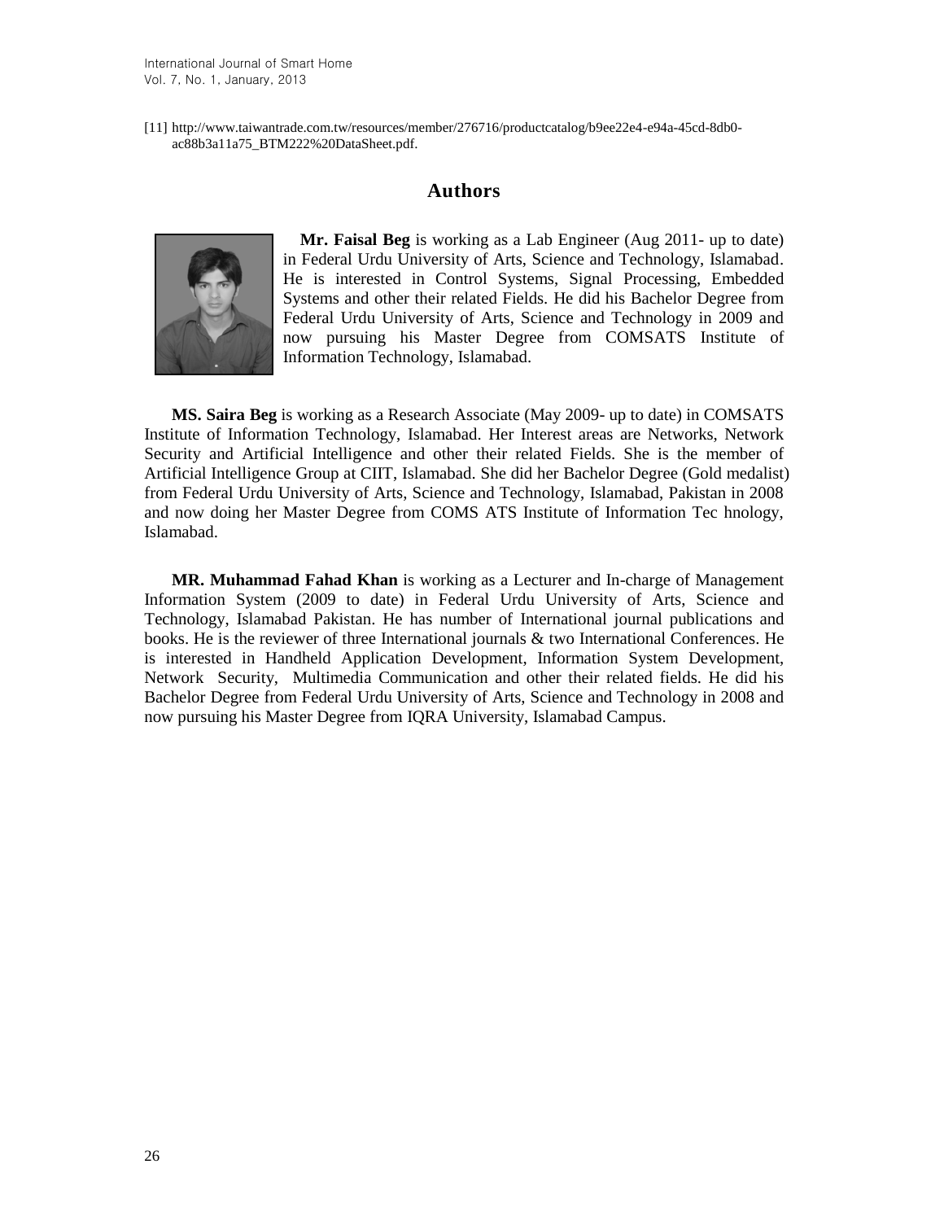[11] http://www.taiwantrade.com.tw/resources/member/276716/productcatalog/b9ee22e4-e94a-45cd-8db0-ac88b3a11a75_BTM222%20DataSheet.pdf.

## Authors

**Mr. Faisal Beg** is working as a Lab Engineer (Aug 2011- up to date) in Federal Urdu University of Arts, Science and Technology, Islamabad. He is interested in Control Systems, Signal Processing, Embedded Systems and other their related Fields. He did his Bachelor Degree from Federal Urdu University of Arts, Science and Technology in 2009 and now pursuing his Master Degree from COMSATS Institute of Information Technology, Islamabad.

**MS. Saira Beg** is working as a Research Associate (May 2009- up to date) in COMSATS Institute of Information Technology, Islamabad. Her Interest areas are Networks, Network Security and Artificial Intelligence and other their related Fields. She is the member of Artificial Intelligence Group at CIIT, Islamabad. She did her Bachelor Degree (Gold medalist) from Federal Urdu University of Arts, Science and Technology, Islamabad, Pakistan in 2008 and now doing her Master Degree from COMS ATS Institute of Information Tec hnology, Islamabad.

**MR. Muhammad Fahad Khan** is working as a Lecturer and In-charge of Management Information System (2009 to date) in Federal Urdu University of Arts, Science and Technology, Islamabad Pakistan. He has number of International journal publications and books. He is the reviewer of three International journals & two International Conferences. He is interested in Handheld Application Development, Information System Development, Network Security, Multimedia Communication and other their related fields. He did his Bachelor Degree from Federal Urdu University of Arts, Science and Technology in 2008 and now pursuing his Master Degree from IQRA University, Islamabad Campus.